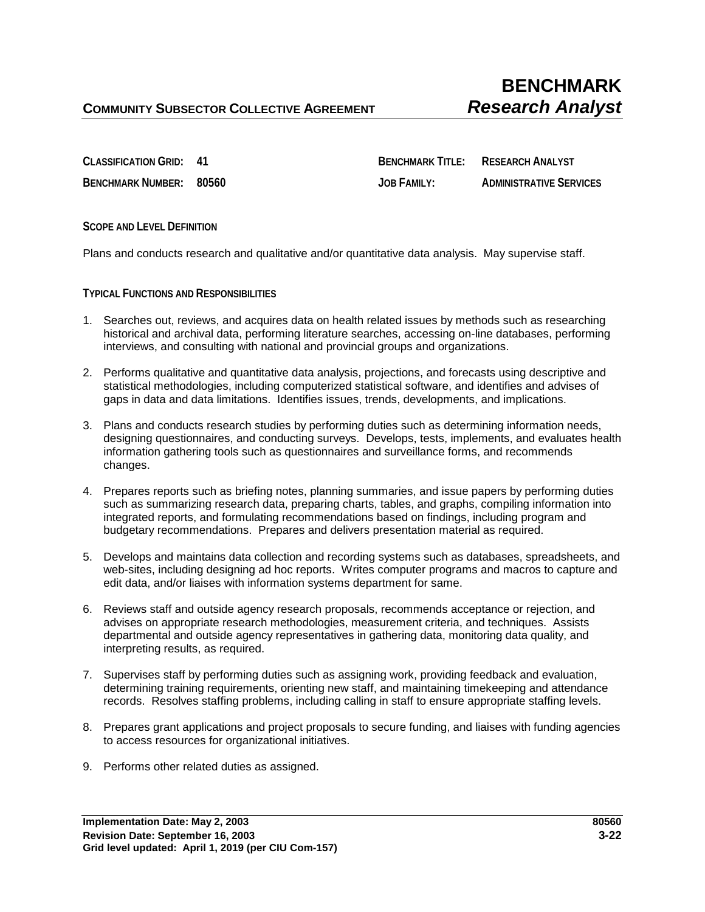**COMMUNITY SUBSECTOR COLLECTIVE AGREEMENT**

# BENCHMARK
## *Research Analyst*

| | | | |
|---|---|---|---|
| **CLASSIFICATION GRID:** | **41** | **BENCHMARK TITLE:** | **RESEARCH ANALYST** |
| **BENCHMARK NUMBER:** | **80560** | **JOB FAMILY:** | **ADMINISTRATIVE SERVICES** |

### SCOPE AND LEVEL DEFINITION

Plans and conducts research and qualitative and/or quantitative data analysis. May supervise staff.

### TYPICAL FUNCTIONS AND RESPONSIBILITIES

1. Searches out, reviews, and acquires data on health related issues by methods such as researching historical and archival data, performing literature searches, accessing on-line databases, performing interviews, and consulting with national and provincial groups and organizations.

2. Performs qualitative and quantitative data analysis, projections, and forecasts using descriptive and statistical methodologies, including computerized statistical software, and identifies and advises of gaps in data and data limitations. Identifies issues, trends, developments, and implications.

3. Plans and conducts research studies by performing duties such as determining information needs, designing questionnaires, and conducting surveys. Develops, tests, implements, and evaluates health information gathering tools such as questionnaires and surveillance forms, and recommends changes.

4. Prepares reports such as briefing notes, planning summaries, and issue papers by performing duties such as summarizing research data, preparing charts, tables, and graphs, compiling information into integrated reports, and formulating recommendations based on findings, including program and budgetary recommendations. Prepares and delivers presentation material as required.

5. Develops and maintains data collection and recording systems such as databases, spreadsheets, and web-sites, including designing ad hoc reports. Writes computer programs and macros to capture and edit data, and/or liaises with information systems department for same.

6. Reviews staff and outside agency research proposals, recommends acceptance or rejection, and advises on appropriate research methodologies, measurement criteria, and techniques. Assists departmental and outside agency representatives in gathering data, monitoring data quality, and interpreting results, as required.

7. Supervises staff by performing duties such as assigning work, providing feedback and evaluation, determining training requirements, orienting new staff, and maintaining timekeeping and attendance records. Resolves staffing problems, including calling in staff to ensure appropriate staffing levels.

8. Prepares grant applications and project proposals to secure funding, and liaises with funding agencies to access resources for organizational initiatives.

9. Performs other related duties as assigned.

**Implementation Date: May 2, 2003**
**Revision Date: September 16, 2003**
**Grid level updated: April 1, 2019 (per CIU Com-157)**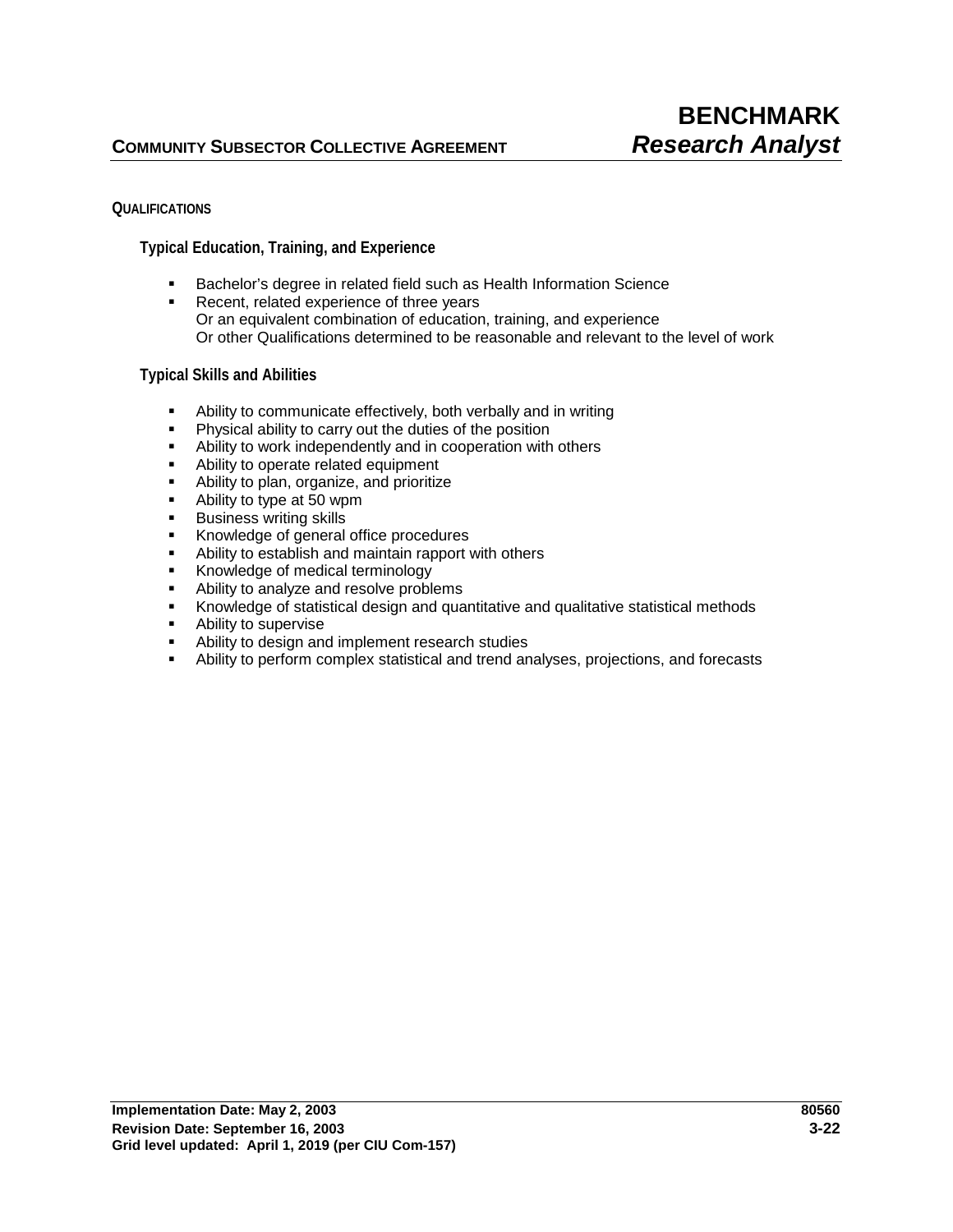## QUALIFICATIONS

### Typical Education, Training, and Experience

- Bachelor's degree in related field such as Health Information Science
- Recent, related experience of three years
  Or an equivalent combination of education, training, and experience
  Or other Qualifications determined to be reasonable and relevant to the level of work

### Typical Skills and Abilities

- Ability to communicate effectively, both verbally and in writing
- Physical ability to carry out the duties of the position
- Ability to work independently and in cooperation with others
- Ability to operate related equipment
- Ability to plan, organize, and prioritize
- Ability to type at 50 wpm
- Business writing skills
- Knowledge of general office procedures
- Ability to establish and maintain rapport with others
- Knowledge of medical terminology
- Ability to analyze and resolve problems
- Knowledge of statistical design and quantitative and qualitative statistical methods
- Ability to supervise
- Ability to design and implement research studies
- Ability to perform complex statistical and trend analyses, projections, and forecasts